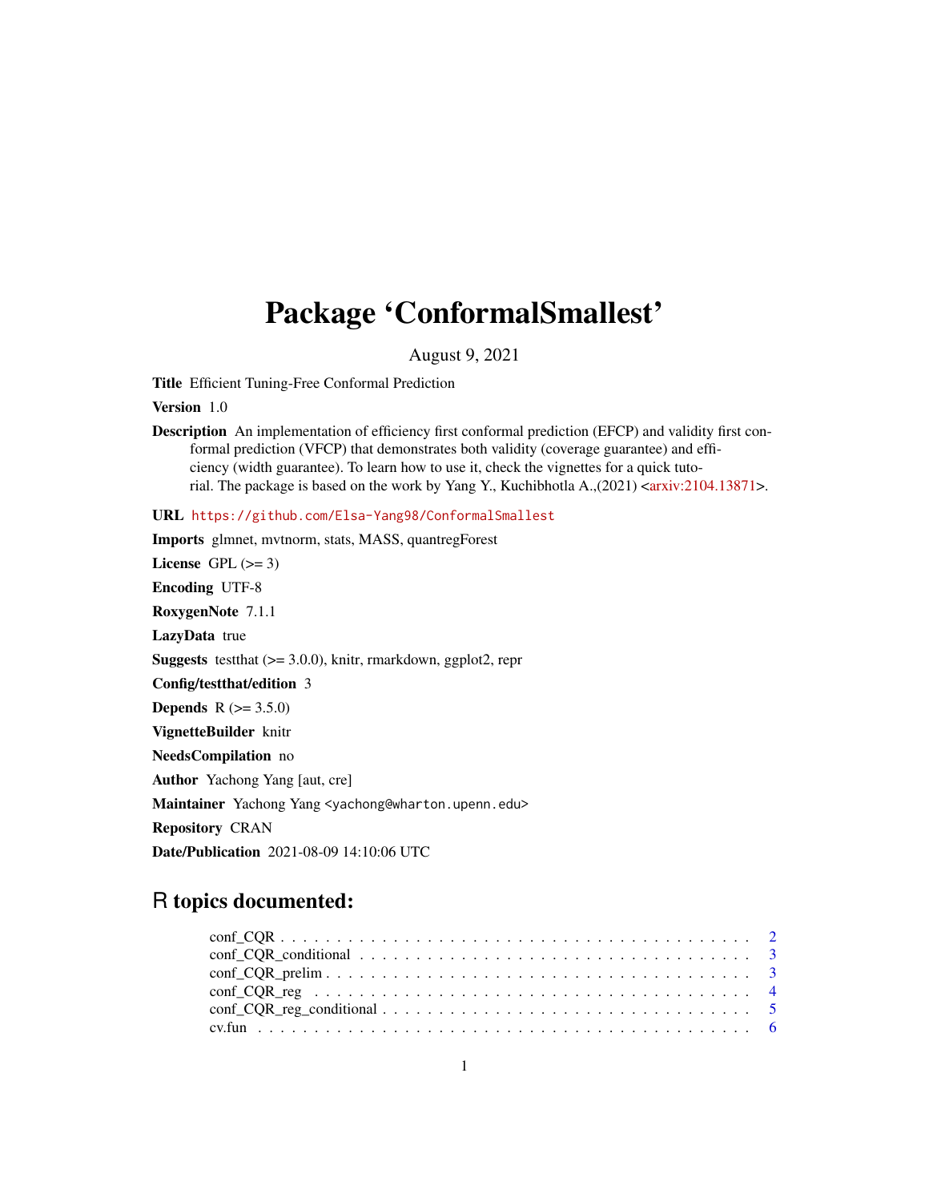# Package 'ConformalSmallest'

August 9, 2021

**Title** Efficient Tuning-Free Conformal Prediction

**Version** 1.0

**Description** An implementation of efficiency first conformal prediction (EFCP) and validity first conformal prediction (VFCP) that demonstrates both validity (coverage guarantee) and efficiency (width guarantee). To learn how to use it, check the vignettes for a quick tutorial. The package is based on the work by Yang Y., Kuchibhotla A.,(2021) <arxiv:2104.13871>.

**URL** https://github.com/Elsa-Yang98/ConformalSmallest

**Imports** glmnet, mvtnorm, stats, MASS, quantregForest

**License** GPL (>= 3)

**Encoding** UTF-8

**RoxygenNote** 7.1.1

**LazyData** true

**Suggests** testthat (>= 3.0.0), knitr, rmarkdown, ggplot2, repr

**Config/testthat/edition** 3

**Depends** R (>= 3.5.0)

**VignetteBuilder** knitr

**NeedsCompilation** no

**Author** Yachong Yang [aut, cre]

**Maintainer** Yachong Yang <yachong@wharton.upenn.edu>

**Repository** CRAN

**Date/Publication** 2021-08-09 14:10:06 UTC

## R topics documented:

- conf_CQR . . . . . . . . . . . . . . . . . . . . . . . . . . . . . . . . . . . . . . . 2
- conf_CQR_conditional . . . . . . . . . . . . . . . . . . . . . . . . . . . . . . . 3
- conf_CQR_prelim . . . . . . . . . . . . . . . . . . . . . . . . . . . . . . . . . . 3
- conf_CQR_reg . . . . . . . . . . . . . . . . . . . . . . . . . . . . . . . . . . . . 4
- conf_CQR_reg_conditional . . . . . . . . . . . . . . . . . . . . . . . . . . . . 5
- cv.fun . . . . . . . . . . . . . . . . . . . . . . . . . . . . . . . . . . . . . . . . 6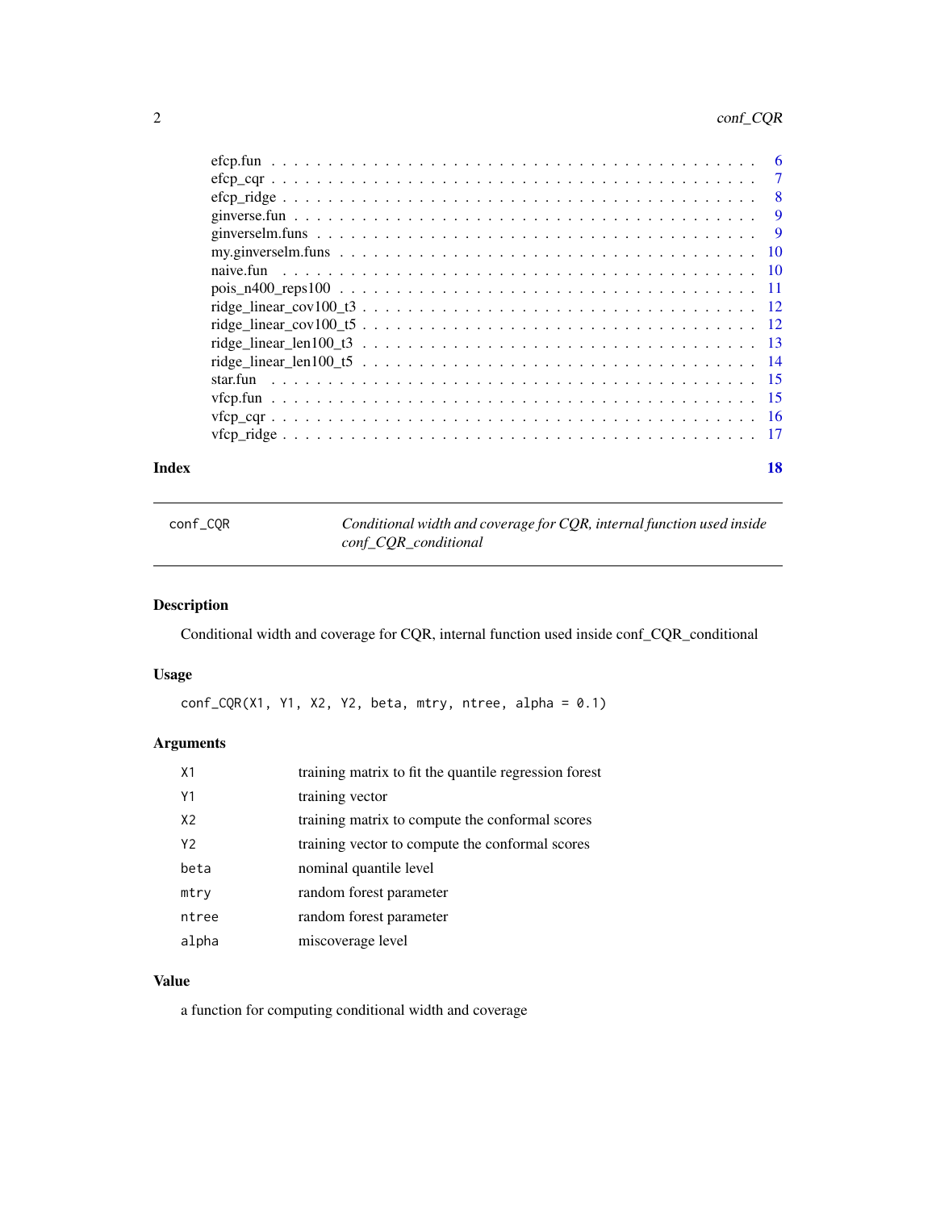efcp.fun . . . . . . . . . . . . . . . . . . . . . . . . . . . . . . . . . . . . . . . . . . 6
efcp_cqr . . . . . . . . . . . . . . . . . . . . . . . . . . . . . . . . . . . . . . . . . . 7
efcp_ridge . . . . . . . . . . . . . . . . . . . . . . . . . . . . . . . . . . . . . . . . . 8
ginverse.fun . . . . . . . . . . . . . . . . . . . . . . . . . . . . . . . . . . . . . . . . 9
ginverselm.funs . . . . . . . . . . . . . . . . . . . . . . . . . . . . . . . . . . . . . . 9
my.ginverselm.funs . . . . . . . . . . . . . . . . . . . . . . . . . . . . . . . . . . . . 10
naive.fun . . . . . . . . . . . . . . . . . . . . . . . . . . . . . . . . . . . . . . . . . 10
pois_n400_reps100 . . . . . . . . . . . . . . . . . . . . . . . . . . . . . . . . . . . . 11
ridge_linear_cov100_t3 . . . . . . . . . . . . . . . . . . . . . . . . . . . . . . . . . . 12
ridge_linear_cov100_t5 . . . . . . . . . . . . . . . . . . . . . . . . . . . . . . . . . . 12
ridge_linear_len100_t3 . . . . . . . . . . . . . . . . . . . . . . . . . . . . . . . . . . 13
ridge_linear_len100_t5 . . . . . . . . . . . . . . . . . . . . . . . . . . . . . . . . . . 14
star.fun . . . . . . . . . . . . . . . . . . . . . . . . . . . . . . . . . . . . . . . . . . 15
vfcp.fun . . . . . . . . . . . . . . . . . . . . . . . . . . . . . . . . . . . . . . . . . . 15
vfcp_cqr . . . . . . . . . . . . . . . . . . . . . . . . . . . . . . . . . . . . . . . . . . 16
vfcp_ridge . . . . . . . . . . . . . . . . . . . . . . . . . . . . . . . . . . . . . . . . . 17

**Index** 18

---

## conf_CQR

*Conditional width and coverage for CQR, internal function used inside conf_CQR_conditional*

### Description

Conditional width and coverage for CQR, internal function used inside conf_CQR_conditional

### Usage

```
conf_CQR(X1, Y1, X2, Y2, beta, mtry, ntree, alpha = 0.1)
```

### Arguments

| | |
|---|---|
| X1 | training matrix to fit the quantile regression forest |
| Y1 | training vector |
| X2 | training matrix to compute the conformal scores |
| Y2 | training vector to compute the conformal scores |
| beta | nominal quantile level |
| mtry | random forest parameter |
| ntree | random forest parameter |
| alpha | miscoverage level |

### Value

a function for computing conditional width and coverage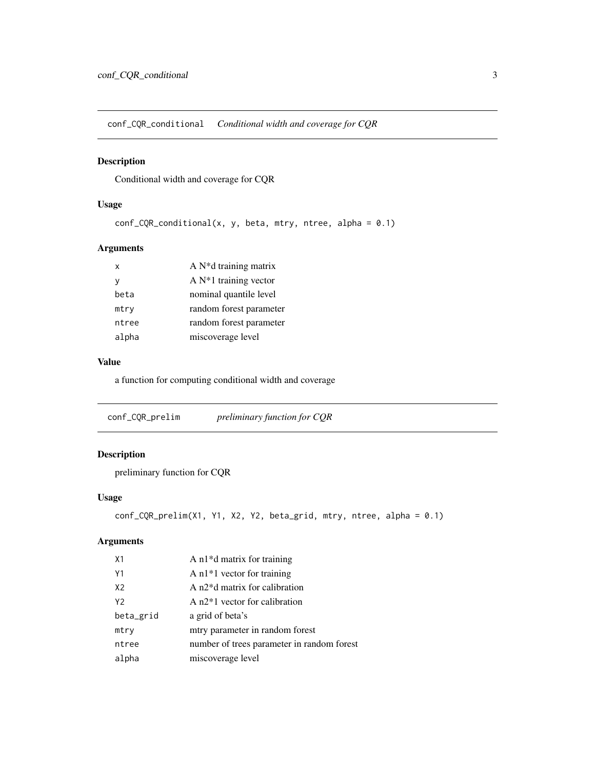## conf_CQR_conditional *Conditional width and coverage for CQR*

### Description

Conditional width and coverage for CQR

### Usage

```
conf_CQR_conditional(x, y, beta, mtry, ntree, alpha = 0.1)
```

### Arguments

| | |
|---|---|
| x | A N*d training matrix |
| y | A N*1 training vector |
| beta | nominal quantile level |
| mtry | random forest parameter |
| ntree | random forest parameter |
| alpha | miscoverage level |

### Value

a function for computing conditional width and coverage

## conf_CQR_prelim *preliminary function for CQR*

### Description

preliminary function for CQR

### Usage

```
conf_CQR_prelim(X1, Y1, X2, Y2, beta_grid, mtry, ntree, alpha = 0.1)
```

### Arguments

| | |
|---|---|
| X1 | A n1*d matrix for training |
| Y1 | A n1*1 vector for training |
| X2 | A n2*d matrix for calibration |
| Y2 | A n2*1 vector for calibration |
| beta_grid | a grid of beta's |
| mtry | mtry parameter in random forest |
| ntree | number of trees parameter in random forest |
| alpha | miscoverage level |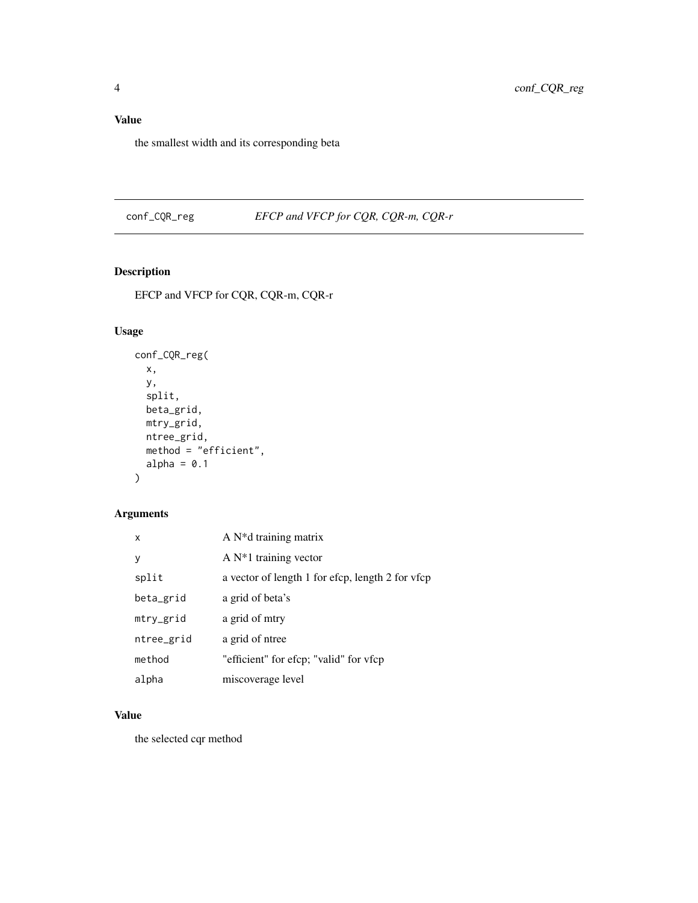### Value

the smallest width and its corresponding beta

---

## conf_CQR_reg — *EFCP and VFCP for CQR, CQR-m, CQR-r*

### Description

EFCP and VFCP for CQR, CQR-m, CQR-r

### Usage

```
conf_CQR_reg(
  x,
  y,
  split,
  beta_grid,
  mtry_grid,
  ntree_grid,
  method = "efficient",
  alpha = 0.1
)
```

### Arguments

| Argument | Description |
|---|---|
| x | A N*d training matrix |
| y | A N*1 training vector |
| split | a vector of length 1 for efcp, length 2 for vfcp |
| beta_grid | a grid of beta's |
| mtry_grid | a grid of mtry |
| ntree_grid | a grid of ntree |
| method | "efficient" for efcp; "valid" for vfcp |
| alpha | miscoverage level |

### Value

the selected cqr method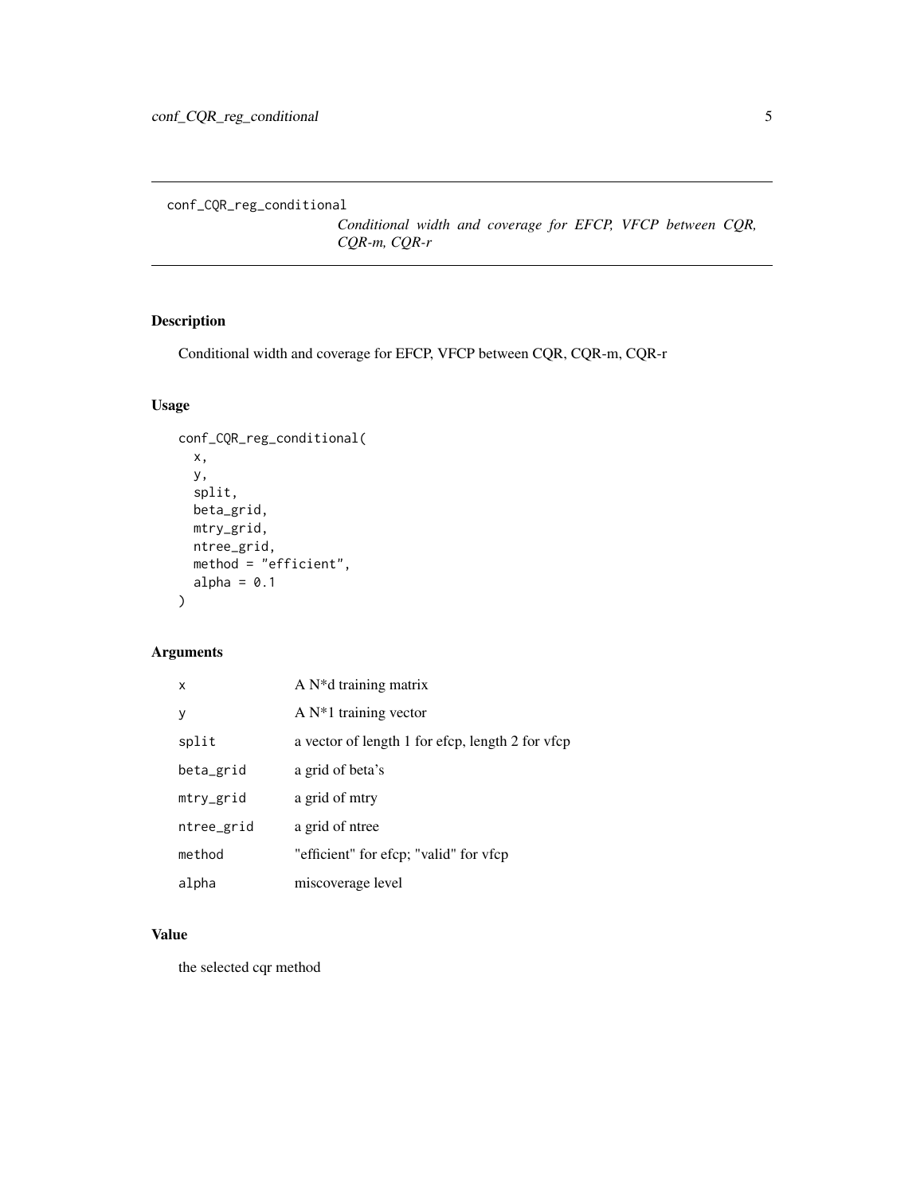conf_CQR_reg_conditional

*Conditional width and coverage for EFCP, VFCP between CQR, CQR-m, CQR-r*

## Description

Conditional width and coverage for EFCP, VFCP between CQR, CQR-m, CQR-r

## Usage

```
conf_CQR_reg_conditional(
  x,
  y,
  split,
  beta_grid,
  mtry_grid,
  ntree_grid,
  method = "efficient",
  alpha = 0.1
)
```

## Arguments

| | |
|---|---|
| x | A N*d training matrix |
| y | A N*1 training vector |
| split | a vector of length 1 for efcp, length 2 for vfcp |
| beta_grid | a grid of beta's |
| mtry_grid | a grid of mtry |
| ntree_grid | a grid of ntree |
| method | "efficient" for efcp; "valid" for vfcp |
| alpha | miscoverage level |

## Value

the selected cqr method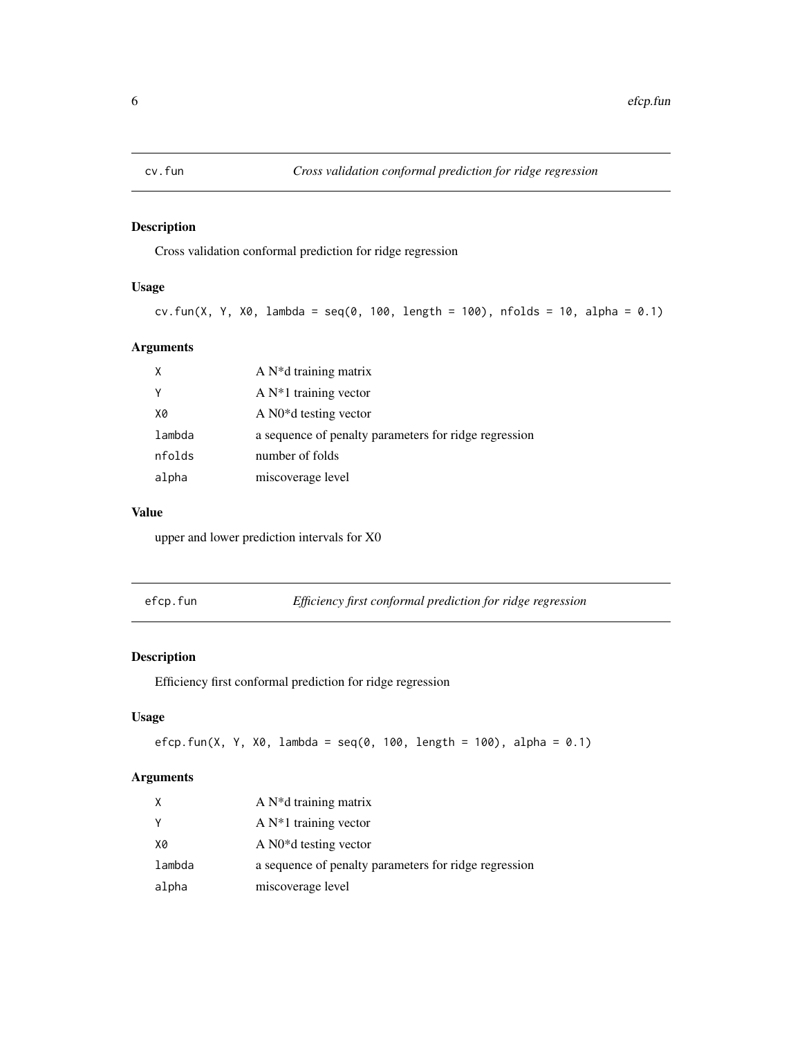## cv.fun *Cross validation conformal prediction for ridge regression*

### Description

Cross validation conformal prediction for ridge regression

### Usage

```
cv.fun(X, Y, X0, lambda = seq(0, 100, length = 100), nfolds = 10, alpha = 0.1)
```

### Arguments

| | |
|---|---|
| X | A N*d training matrix |
| Y | A N*1 training vector |
| X0 | A N0*d testing vector |
| lambda | a sequence of penalty parameters for ridge regression |
| nfolds | number of folds |
| alpha | miscoverage level |

### Value

upper and lower prediction intervals for X0

## efcp.fun *Efficiency first conformal prediction for ridge regression*

### Description

Efficiency first conformal prediction for ridge regression

### Usage

```
efcp.fun(X, Y, X0, lambda = seq(0, 100, length = 100), alpha = 0.1)
```

### Arguments

| | |
|---|---|
| X | A N*d training matrix |
| Y | A N*1 training vector |
| X0 | A N0*d testing vector |
| lambda | a sequence of penalty parameters for ridge regression |
| alpha | miscoverage level |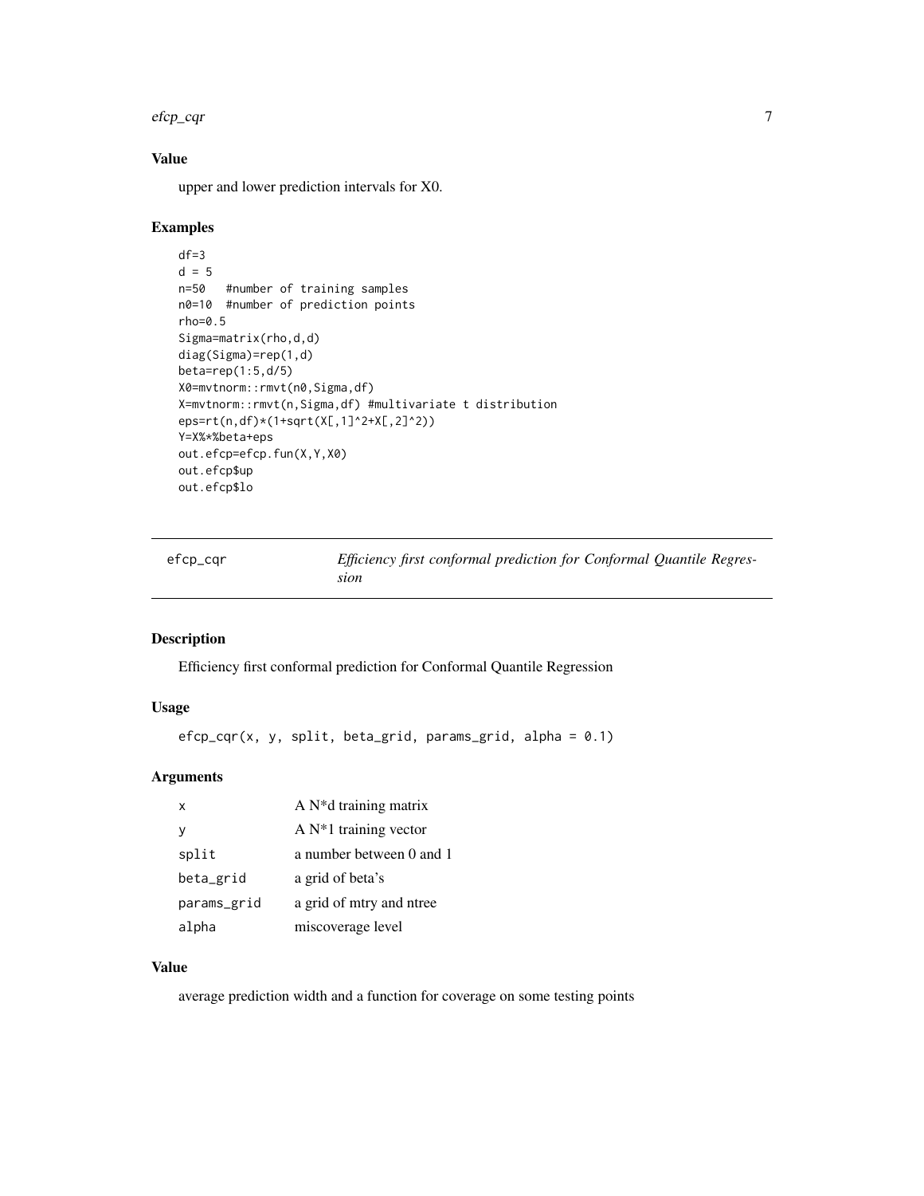## Value

upper and lower prediction intervals for X0.

## Examples

```
df=3
d = 5
n=50   #number of training samples
n0=10  #number of prediction points
rho=0.5
Sigma=matrix(rho,d,d)
diag(Sigma)=rep(1,d)
beta=rep(1:5,d/5)
X0=mvtnorm::rmvt(n0,Sigma,df)
X=mvtnorm::rmvt(n,Sigma,df) #multivariate t distribution
eps=rt(n,df)*(1+sqrt(X[,1]^2+X[,2]^2))
Y=X%*%beta+eps
out.efcp=efcp.fun(X,Y,X0)
out.efcp$up
out.efcp$lo
```

---

# efcp_cqr — *Efficiency first conformal prediction for Conformal Quantile Regression*

## Description

Efficiency first conformal prediction for Conformal Quantile Regression

## Usage

```
efcp_cqr(x, y, split, beta_grid, params_grid, alpha = 0.1)
```

## Arguments

| | |
|---|---|
| x | A N*d training matrix |
| y | A N*1 training vector |
| split | a number between 0 and 1 |
| beta_grid | a grid of beta's |
| params_grid | a grid of mtry and ntree |
| alpha | miscoverage level |

## Value

average prediction width and a function for coverage on some testing points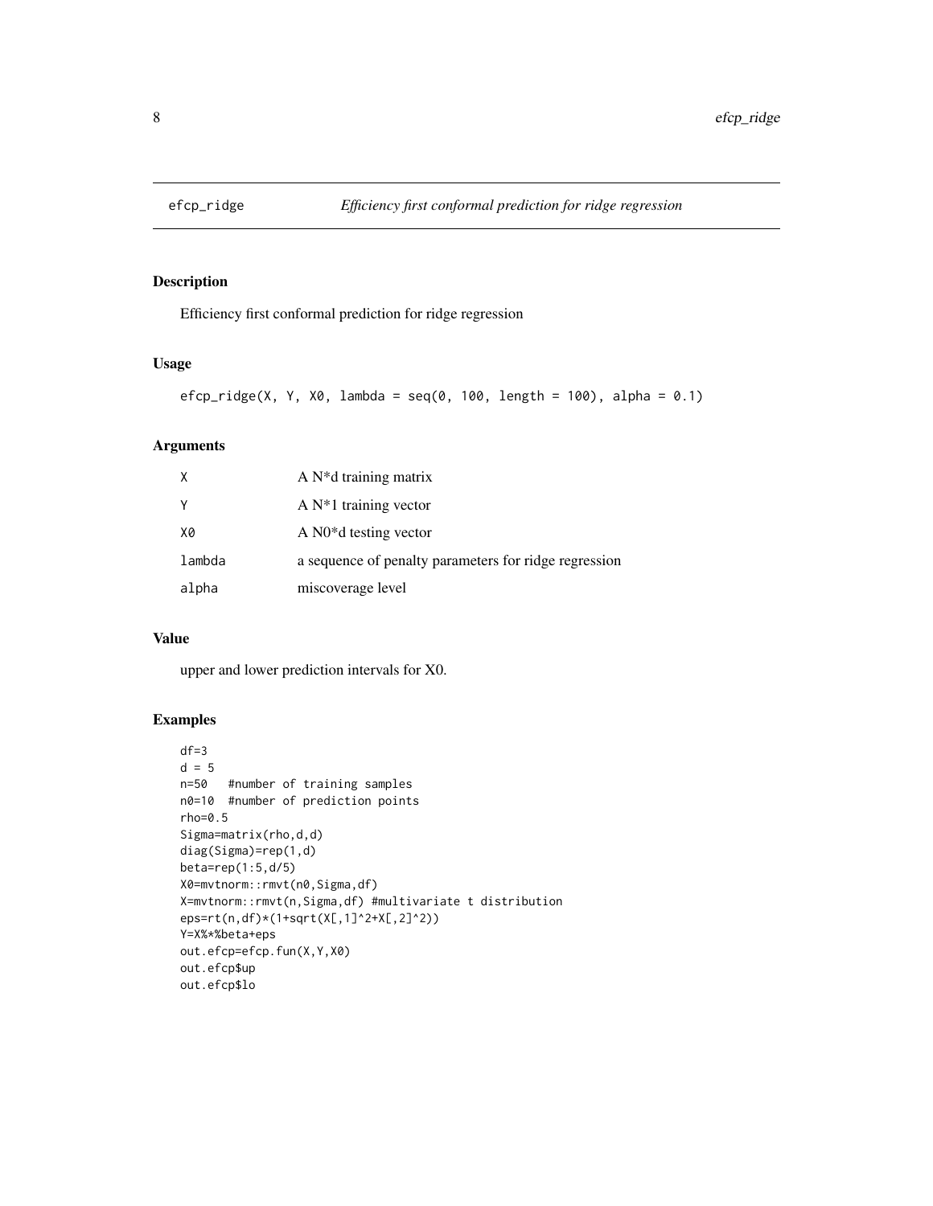## efcp_ridge — *Efficiency first conformal prediction for ridge regression*

### Description

Efficiency first conformal prediction for ridge regression

### Usage

```
efcp_ridge(X, Y, X0, lambda = seq(0, 100, length = 100), alpha = 0.1)
```

### Arguments

| | |
|---|---|
| X | A N*d training matrix |
| Y | A N*1 training vector |
| X0 | A N0*d testing vector |
| lambda | a sequence of penalty parameters for ridge regression |
| alpha | miscoverage level |

### Value

upper and lower prediction intervals for X0.

### Examples

```
df=3
d = 5
n=50   #number of training samples
n0=10  #number of prediction points
rho=0.5
Sigma=matrix(rho,d,d)
diag(Sigma)=rep(1,d)
beta=rep(1:5,d/5)
X0=mvtnorm::rmvt(n0,Sigma,df)
X=mvtnorm::rmvt(n,Sigma,df) #multivariate t distribution
eps=rt(n,df)*(1+sqrt(X[,1]^2+X[,2]^2))
Y=X%*%beta+eps
out.efcp=efcp.fun(X,Y,X0)
out.efcp$up
out.efcp$lo
```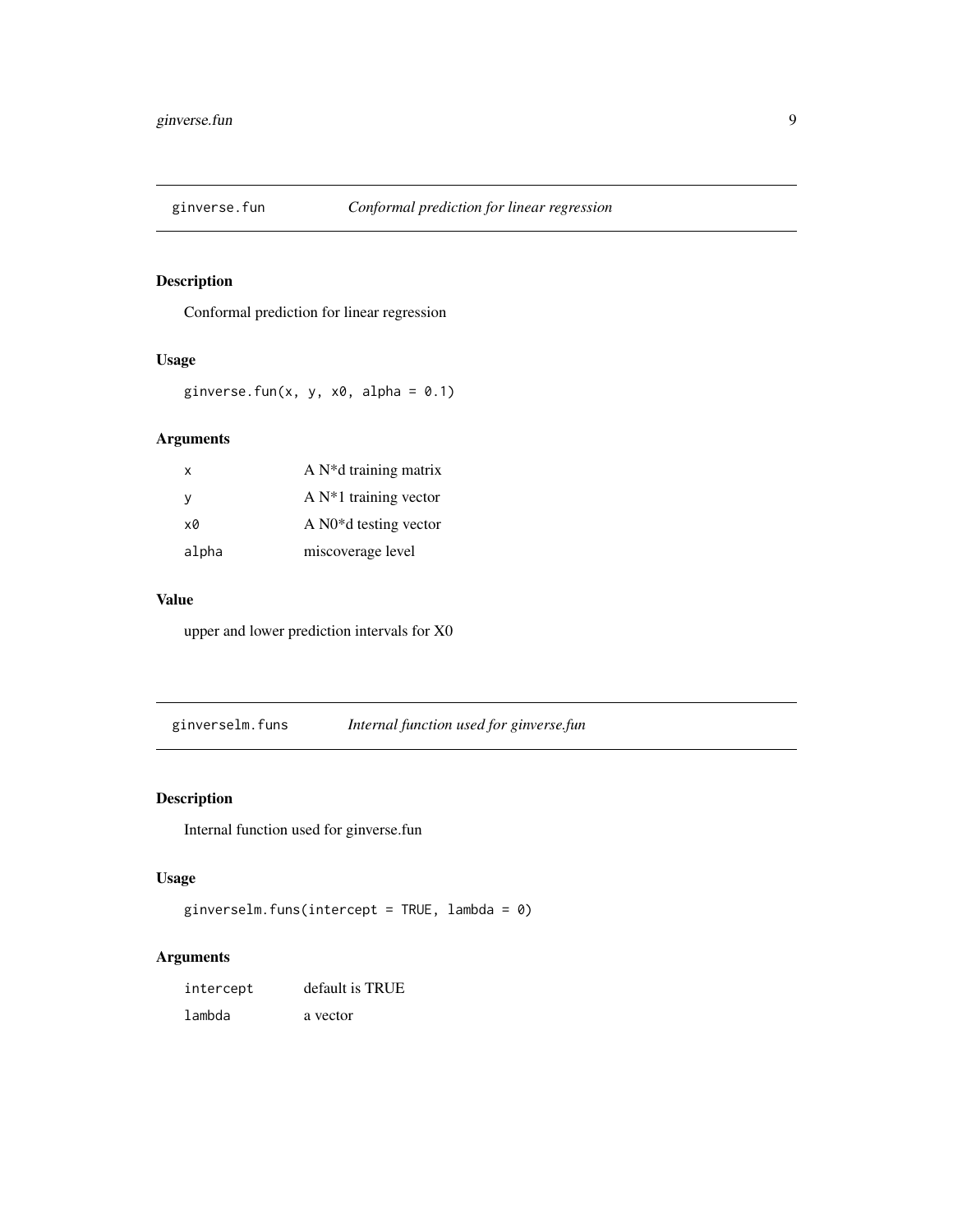## ginverse.fun *Conformal prediction for linear regression*

### Description

Conformal prediction for linear regression

### Usage

```
ginverse.fun(x, y, x0, alpha = 0.1)
```

### Arguments

| | |
|---|---|
| x | A N*d training matrix |
| y | A N*1 training vector |
| x0 | A N0*d testing vector |
| alpha | miscoverage level |

### Value

upper and lower prediction intervals for X0

## ginverselm.funs *Internal function used for ginverse.fun*

### Description

Internal function used for ginverse.fun

### Usage

```
ginverselm.funs(intercept = TRUE, lambda = 0)
```

### Arguments

| | |
|---|---|
| intercept | default is TRUE |
| lambda | a vector |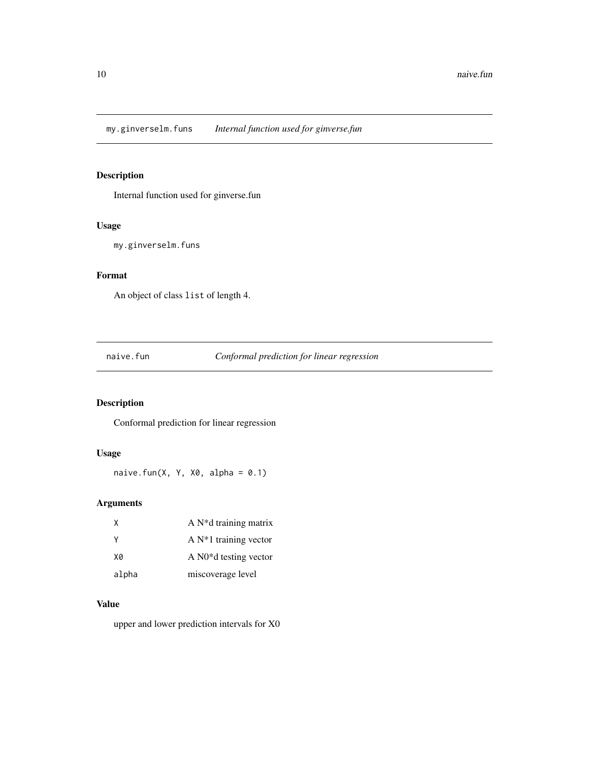## my.ginverselm.funs — *Internal function used for ginverse.fun*

### Description

Internal function used for ginverse.fun

### Usage

```
my.ginverselm.funs
```

### Format

An object of class `list` of length 4.

## naive.fun — *Conformal prediction for linear regression*

### Description

Conformal prediction for linear regression

### Usage

```
naive.fun(X, Y, X0, alpha = 0.1)
```

### Arguments

| | |
|---|---|
| X | A N*d training matrix |
| Y | A N*1 training vector |
| X0 | A N0*d testing vector |
| alpha | miscoverage level |

### Value

upper and lower prediction intervals for X0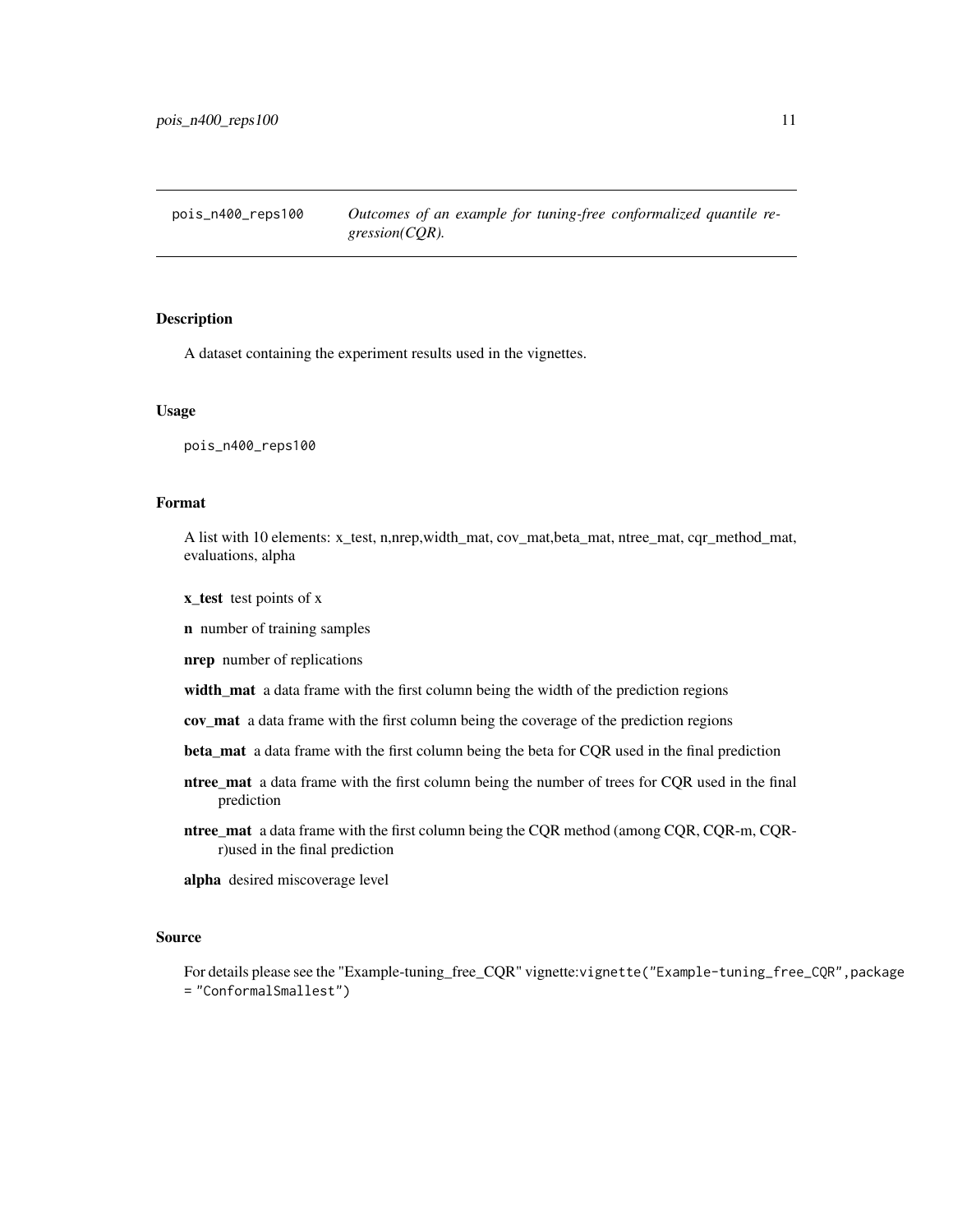# pois_n400_reps100 — *Outcomes of an example for tuning-free conformalized quantile regression(CQR).*

## Description

A dataset containing the experiment results used in the vignettes.

## Usage

```
pois_n400_reps100
```

## Format

A list with 10 elements: x_test, n,nrep,width_mat, cov_mat,beta_mat, ntree_mat, cqr_method_mat, evaluations, alpha

**x_test** test points of x

**n** number of training samples

**nrep** number of replications

**width_mat** a data frame with the first column being the width of the prediction regions

**cov_mat** a data frame with the first column being the coverage of the prediction regions

**beta_mat** a data frame with the first column being the beta for CQR used in the final prediction

**ntree_mat** a data frame with the first column being the number of trees for CQR used in the final prediction

**ntree_mat** a data frame with the first column being the CQR method (among CQR, CQR-m, CQR-r)used in the final prediction

**alpha** desired miscoverage level

## Source

For details please see the "Example-tuning_free_CQR" vignette:`vignette("Example-tuning_free_CQR",package = "ConformalSmallest")`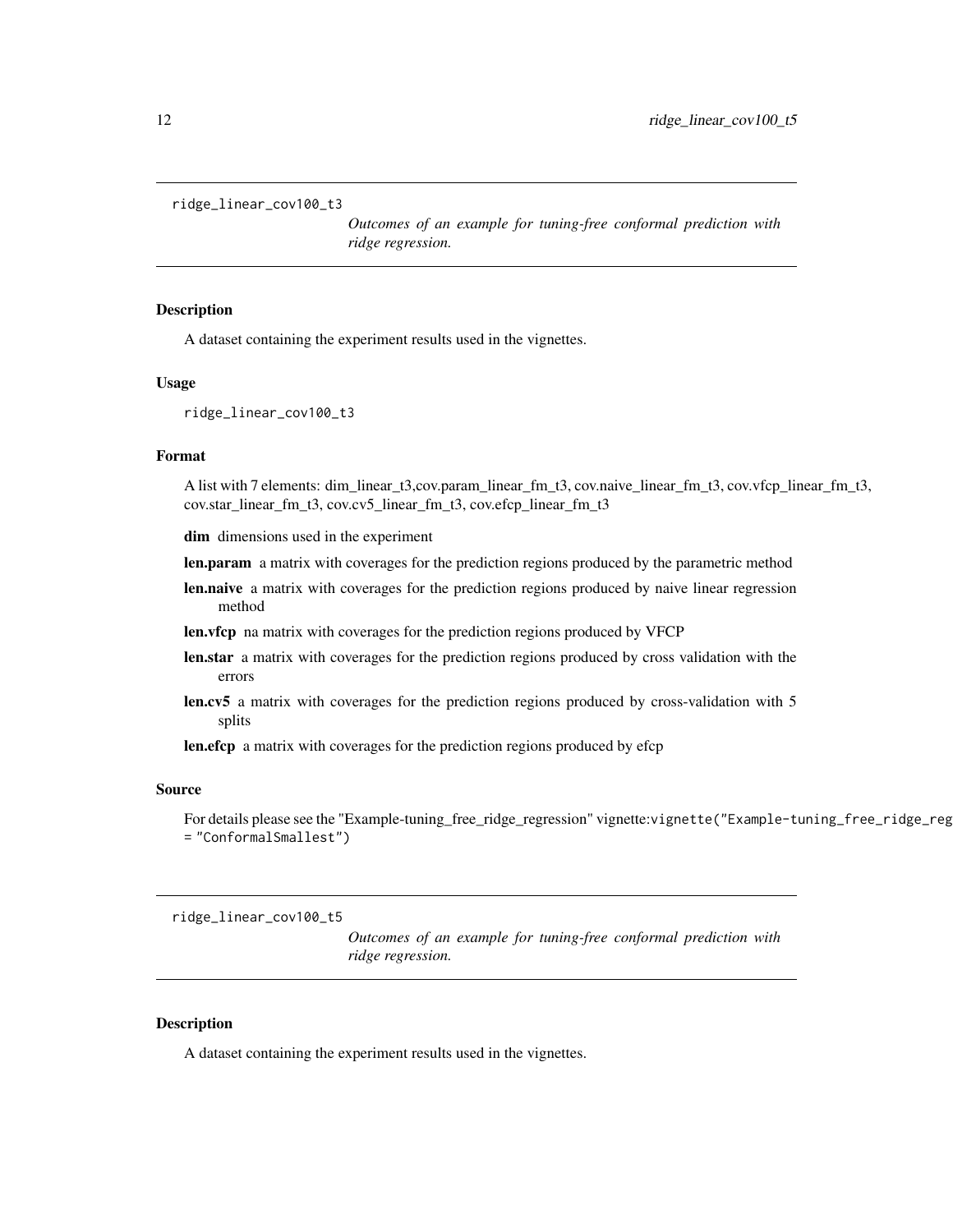## ridge_linear_cov100_t3

*Outcomes of an example for tuning-free conformal prediction with ridge regression.*

### Description

A dataset containing the experiment results used in the vignettes.

### Usage

```
ridge_linear_cov100_t3
```

### Format

A list with 7 elements: dim_linear_t3,cov.param_linear_fm_t3, cov.naive_linear_fm_t3, cov.vfcp_linear_fm_t3, cov.star_linear_fm_t3, cov.cv5_linear_fm_t3, cov.efcp_linear_fm_t3

- **dim** dimensions used in the experiment
- **len.param** a matrix with coverages for the prediction regions produced by the parametric method
- **len.naive** a matrix with coverages for the prediction regions produced by naive linear regression method
- **len.vfcp** na matrix with coverages for the prediction regions produced by VFCP
- **len.star** a matrix with coverages for the prediction regions produced by cross validation with the errors
- **len.cv5** a matrix with coverages for the prediction regions produced by cross-validation with 5 splits
- **len.efcp** a matrix with coverages for the prediction regions produced by efcp

### Source

For details please see the "Example-tuning_free_ridge_regression" vignette:`vignette("Example-tuning_free_ridge_reg = "ConformalSmallest")`

## ridge_linear_cov100_t5

*Outcomes of an example for tuning-free conformal prediction with ridge regression.*

### Description

A dataset containing the experiment results used in the vignettes.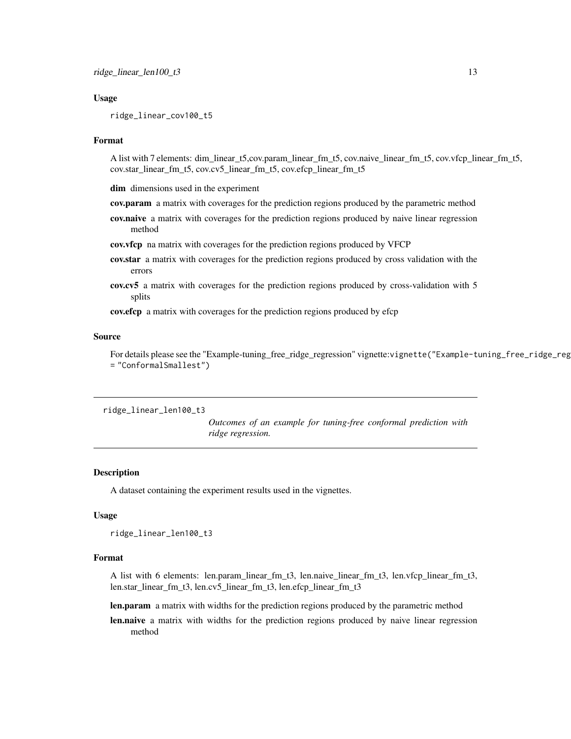### Usage

```
ridge_linear_cov100_t5
```

### Format

A list with 7 elements: dim_linear_t5,cov.param_linear_fm_t5, cov.naive_linear_fm_t5, cov.vfcp_linear_fm_t5, cov.star_linear_fm_t5, cov.cv5_linear_fm_t5, cov.efcp_linear_fm_t5

**dim** dimensions used in the experiment

**cov.param** a matrix with coverages for the prediction regions produced by the parametric method

**cov.naive** a matrix with coverages for the prediction regions produced by naive linear regression method

**cov.vfcp** na matrix with coverages for the prediction regions produced by VFCP

**cov.star** a matrix with coverages for the prediction regions produced by cross validation with the errors

**cov.cv5** a matrix with coverages for the prediction regions produced by cross-validation with 5 splits

**cov.efcp** a matrix with coverages for the prediction regions produced by efcp

### Source

For details please see the "Example-tuning_free_ridge_regression" vignette:`vignette("Example-tuning_free_ridge_reg = "ConformalSmallest")`

---

## ridge_linear_len100_t3

*Outcomes of an example for tuning-free conformal prediction with ridge regression.*

---

### Description

A dataset containing the experiment results used in the vignettes.

### Usage

```
ridge_linear_len100_t3
```

### Format

A list with 6 elements: len.param_linear_fm_t3, len.naive_linear_fm_t3, len.vfcp_linear_fm_t3, len.star_linear_fm_t3, len.cv5_linear_fm_t3, len.efcp_linear_fm_t3

**len.param** a matrix with widths for the prediction regions produced by the parametric method

**len.naive** a matrix with widths for the prediction regions produced by naive linear regression method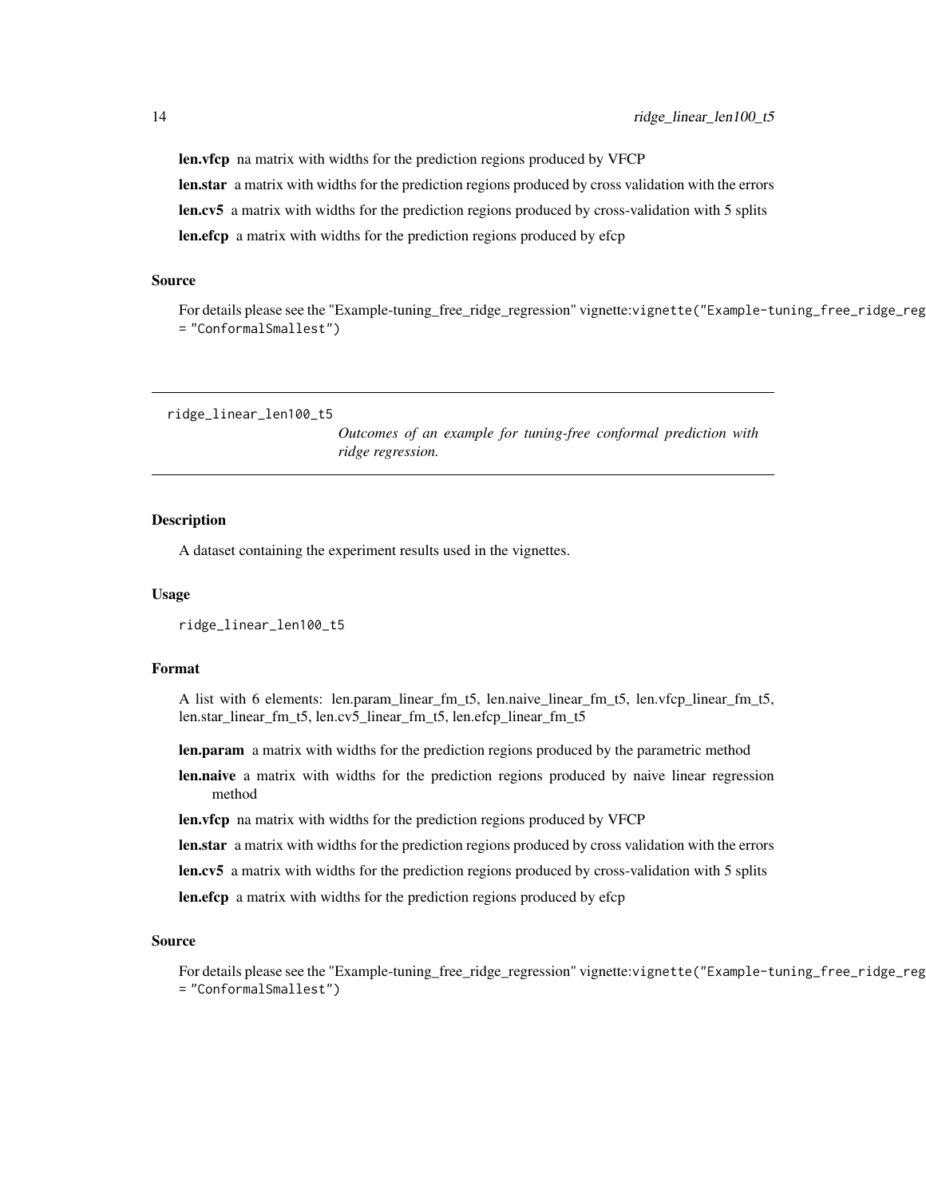**len.vfcp** na matrix with widths for the prediction regions produced by VFCP

**len.star** a matrix with widths for the prediction regions produced by cross validation with the errors

**len.cv5** a matrix with widths for the prediction regions produced by cross-validation with 5 splits

**len.efcp** a matrix with widths for the prediction regions produced by efcp

### Source

For details please see the "Example-tuning_free_ridge_regression" vignette:`vignette("Example-tuning_free_ridge_reg = "ConformalSmallest")`

---

## ridge_linear_len100_t5

*Outcomes of an example for tuning-free conformal prediction with ridge regression.*

---

### Description

A dataset containing the experiment results used in the vignettes.

### Usage

```
ridge_linear_len100_t5
```

### Format

A list with 6 elements: len.param_linear_fm_t5, len.naive_linear_fm_t5, len.vfcp_linear_fm_t5, len.star_linear_fm_t5, len.cv5_linear_fm_t5, len.efcp_linear_fm_t5

**len.param** a matrix with widths for the prediction regions produced by the parametric method

**len.naive** a matrix with widths for the prediction regions produced by naive linear regression method

**len.vfcp** na matrix with widths for the prediction regions produced by VFCP

**len.star** a matrix with widths for the prediction regions produced by cross validation with the errors

**len.cv5** a matrix with widths for the prediction regions produced by cross-validation with 5 splits

**len.efcp** a matrix with widths for the prediction regions produced by efcp

### Source

For details please see the "Example-tuning_free_ridge_regression" vignette:`vignette("Example-tuning_free_ridge_reg = "ConformalSmallest")`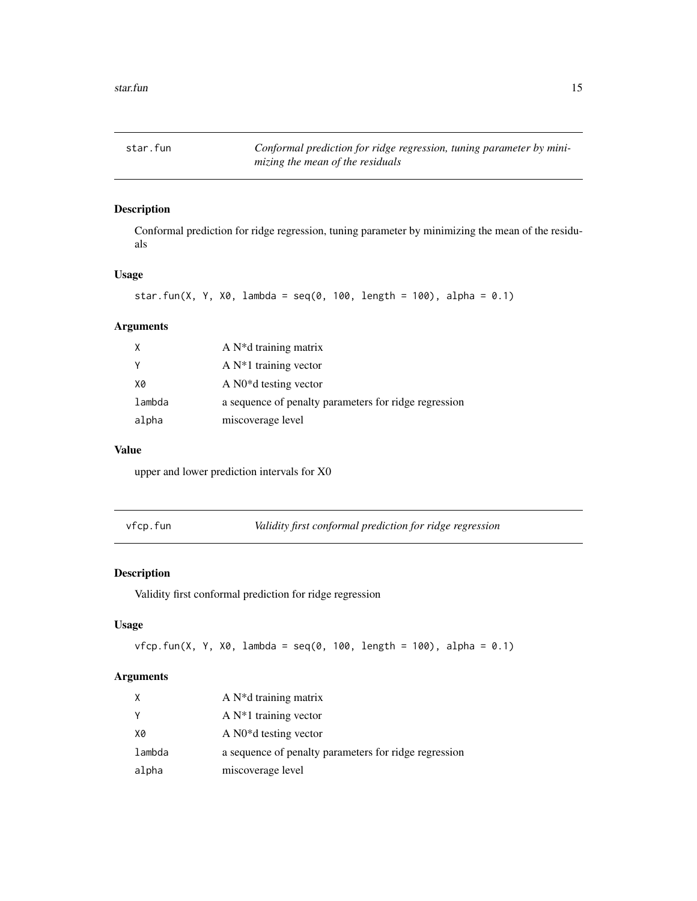## star.fun — *Conformal prediction for ridge regression, tuning parameter by minimizing the mean of the residuals*

### Description

Conformal prediction for ridge regression, tuning parameter by minimizing the mean of the residuals

### Usage

```
star.fun(X, Y, X0, lambda = seq(0, 100, length = 100), alpha = 0.1)
```

### Arguments

| | |
|---|---|
| X | A N*d training matrix |
| Y | A N*1 training vector |
| X0 | A N0*d testing vector |
| lambda | a sequence of penalty parameters for ridge regression |
| alpha | miscoverage level |

### Value

upper and lower prediction intervals for X0

## vfcp.fun — *Validity first conformal prediction for ridge regression*

### Description

Validity first conformal prediction for ridge regression

### Usage

```
vfcp.fun(X, Y, X0, lambda = seq(0, 100, length = 100), alpha = 0.1)
```

### Arguments

| | |
|---|---|
| X | A N*d training matrix |
| Y | A N*1 training vector |
| X0 | A N0*d testing vector |
| lambda | a sequence of penalty parameters for ridge regression |
| alpha | miscoverage level |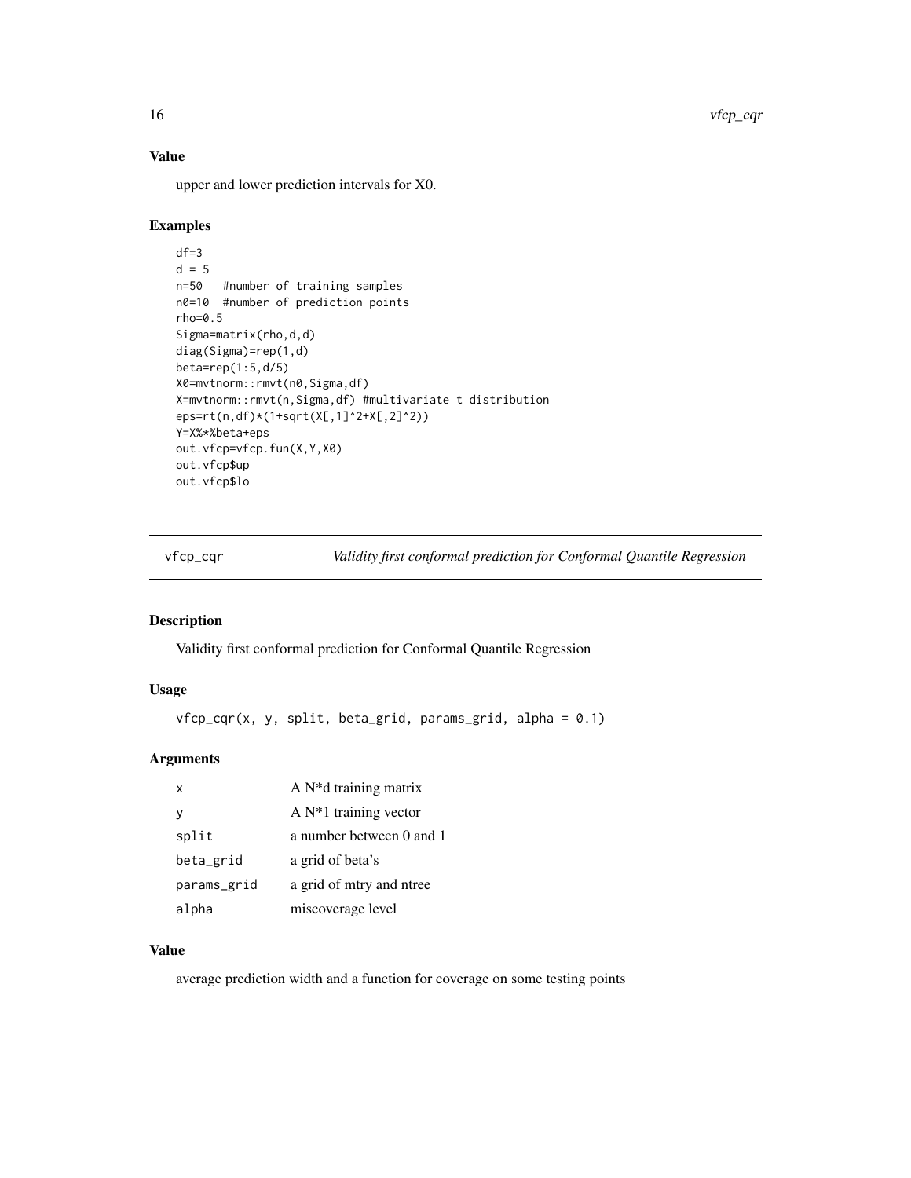## Value

upper and lower prediction intervals for X0.

## Examples

```
df=3
d = 5
n=50   #number of training samples
n0=10  #number of prediction points
rho=0.5
Sigma=matrix(rho,d,d)
diag(Sigma)=rep(1,d)
beta=rep(1:5,d/5)
X0=mvtnorm::rmvt(n0,Sigma,df)
X=mvtnorm::rmvt(n,Sigma,df) #multivariate t distribution
eps=rt(n,df)*(1+sqrt(X[,1]^2+X[,2]^2))
Y=X%*%beta+eps
out.vfcp=vfcp.fun(X,Y,X0)
out.vfcp$up
out.vfcp$lo
```

---

# vfcp_cqr *Validity first conformal prediction for Conformal Quantile Regression*

## Description

Validity first conformal prediction for Conformal Quantile Regression

## Usage

```
vfcp_cqr(x, y, split, beta_grid, params_grid, alpha = 0.1)
```

## Arguments

| | |
|---|---|
| x | A N*d training matrix |
| y | A N*1 training vector |
| split | a number between 0 and 1 |
| beta_grid | a grid of beta's |
| params_grid | a grid of mtry and ntree |
| alpha | miscoverage level |

## Value

average prediction width and a function for coverage on some testing points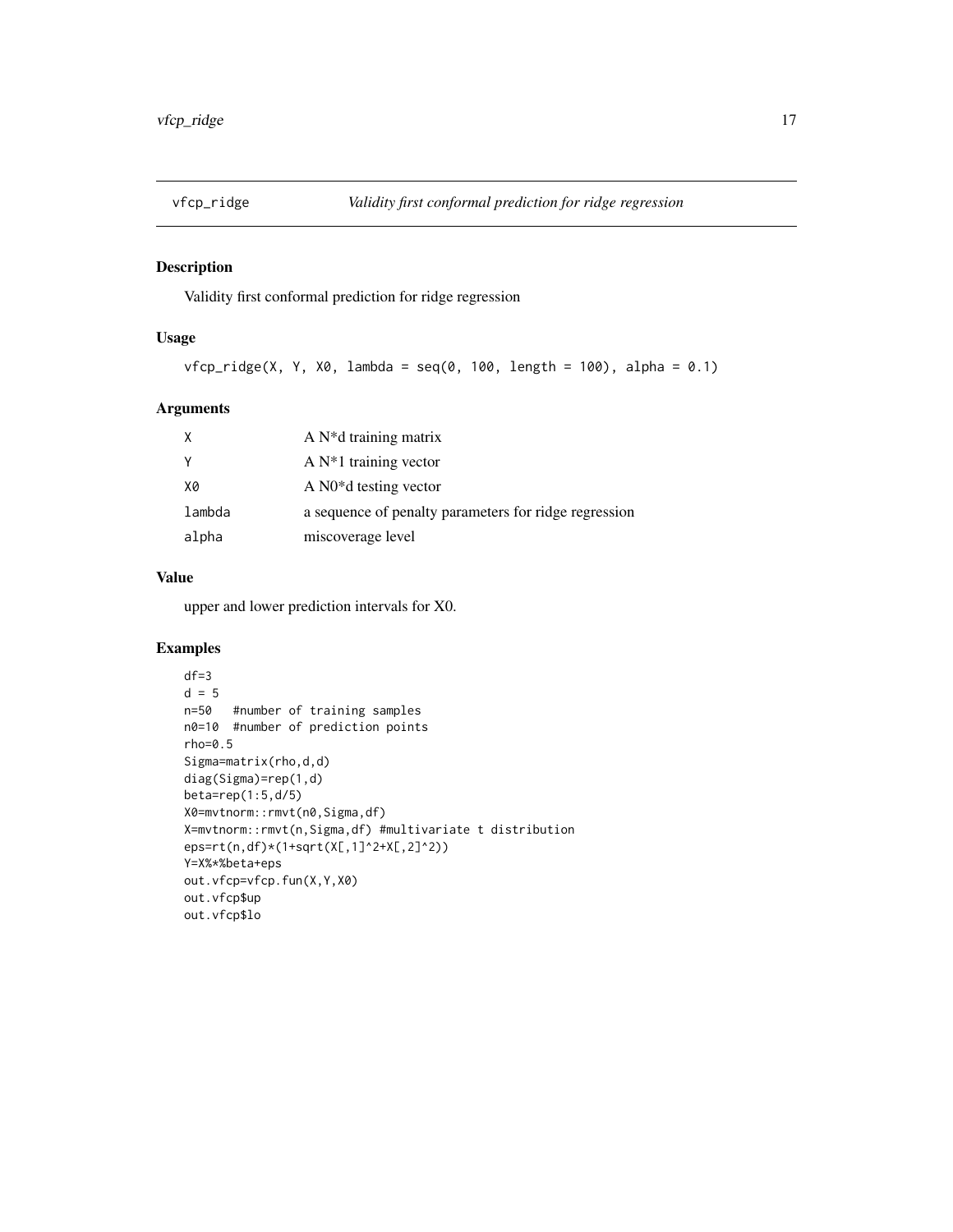# vfcp_ridge — *Validity first conformal prediction for ridge regression*

## Description

Validity first conformal prediction for ridge regression

## Usage

```
vfcp_ridge(X, Y, X0, lambda = seq(0, 100, length = 100), alpha = 0.1)
```

## Arguments

| | |
|---|---|
| X | A N*d training matrix |
| Y | A N*1 training vector |
| X0 | A N0*d testing vector |
| lambda | a sequence of penalty parameters for ridge regression |
| alpha | miscoverage level |

## Value

upper and lower prediction intervals for X0.

## Examples

```
df=3
d = 5
n=50   #number of training samples
n0=10  #number of prediction points
rho=0.5
Sigma=matrix(rho,d,d)
diag(Sigma)=rep(1,d)
beta=rep(1:5,d/5)
X0=mvtnorm::rmvt(n0,Sigma,df)
X=mvtnorm::rmvt(n,Sigma,df) #multivariate t distribution
eps=rt(n,df)*(1+sqrt(X[,1]^2+X[,2]^2))
Y=X%*%beta+eps
out.vfcp=vfcp.fun(X,Y,X0)
out.vfcp$up
out.vfcp$lo
```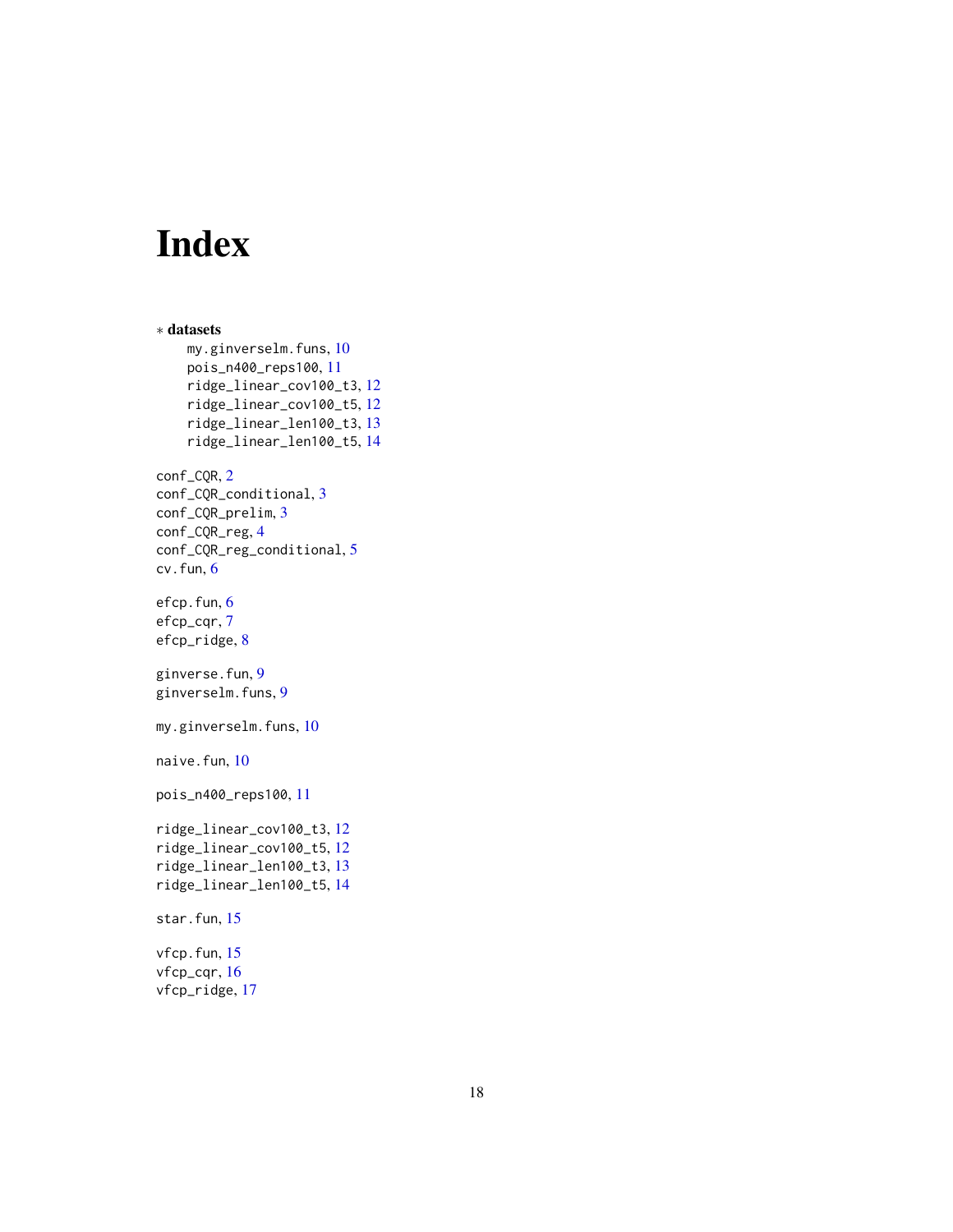# Index

∗ **datasets**

my.ginverselm.funs, 10
pois_n400_reps100, 11
ridge_linear_cov100_t3, 12
ridge_linear_cov100_t5, 12
ridge_linear_len100_t3, 13
ridge_linear_len100_t5, 14

conf_CQR, 2
conf_CQR_conditional, 3
conf_CQR_prelim, 3
conf_CQR_reg, 4
conf_CQR_reg_conditional, 5
cv.fun, 6

efcp.fun, 6
efcp_cqr, 7
efcp_ridge, 8

ginverse.fun, 9
ginverselm.funs, 9

my.ginverselm.funs, 10

naive.fun, 10

pois_n400_reps100, 11

ridge_linear_cov100_t3, 12
ridge_linear_cov100_t5, 12
ridge_linear_len100_t3, 13
ridge_linear_len100_t5, 14

star.fun, 15

vfcp.fun, 15
vfcp_cqr, 16
vfcp_ridge, 17